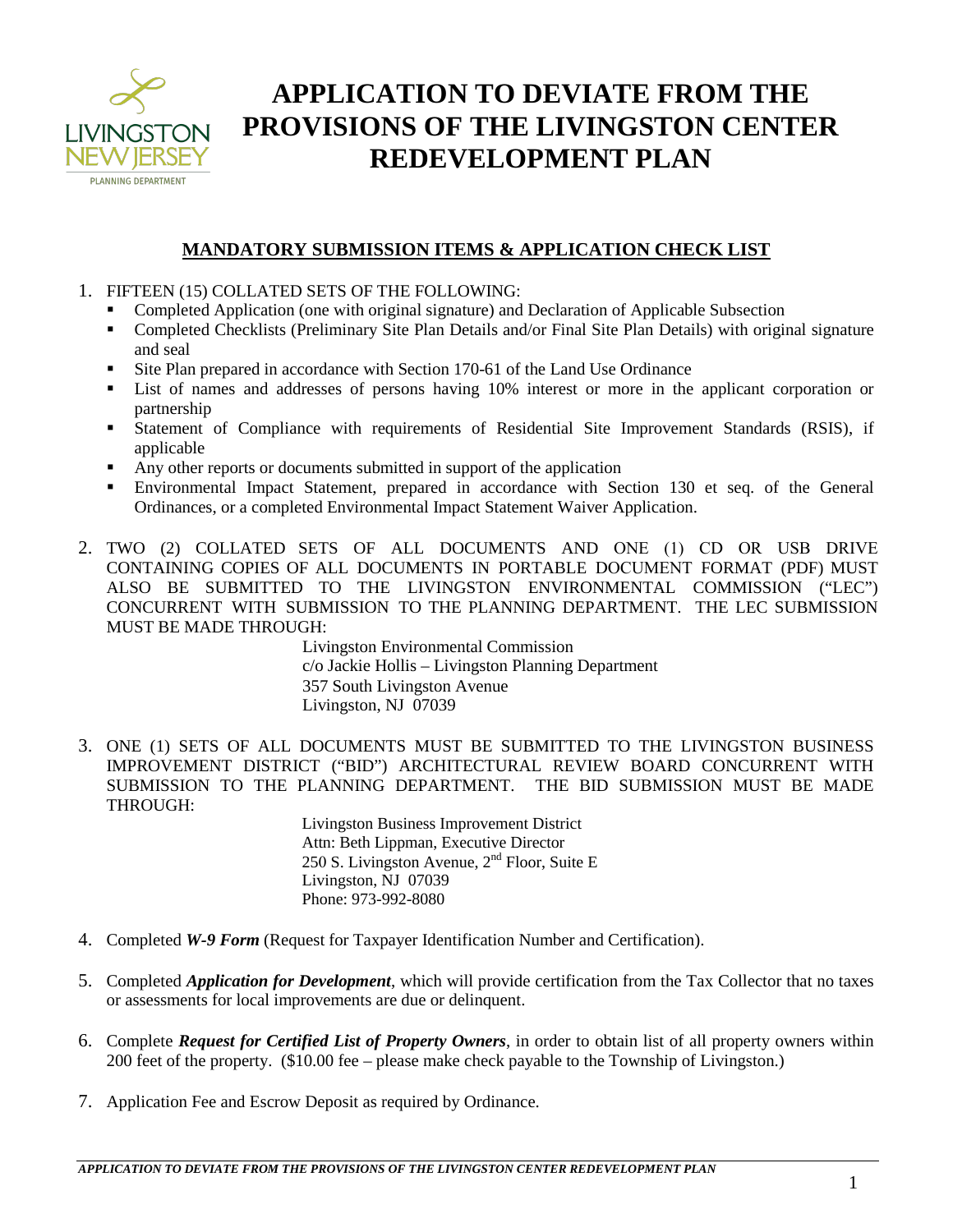# APPLICATION TO DEVIATE FROM THE PROVISIONS OF THE LIVINGSTON CENTER REDEVELOPMENT PLAN

LIVINGSTON NEW JERSEY
PLANNING DEPARTMENT

## MANDATORY SUBMISSION ITEMS & APPLICATION CHECK LIST

1. FIFTEEN (15) COLLATED SETS OF THE FOLLOWING:
   - Completed Application (one with original signature) and Declaration of Applicable Subsection
   - Completed Checklists (Preliminary Site Plan Details and/or Final Site Plan Details) with original signature and seal
   - Site Plan prepared in accordance with Section 170-61 of the Land Use Ordinance
   - List of names and addresses of persons having 10% interest or more in the applicant corporation or partnership
   - Statement of Compliance with requirements of Residential Site Improvement Standards (RSIS), if applicable
   - Any other reports or documents submitted in support of the application
   - Environmental Impact Statement, prepared in accordance with Section 130 et seq. of the General Ordinances, or a completed Environmental Impact Statement Waiver Application.

2. TWO (2) COLLATED SETS OF ALL DOCUMENTS AND ONE (1) CD OR USB DRIVE CONTAINING COPIES OF ALL DOCUMENTS IN PORTABLE DOCUMENT FORMAT (PDF) MUST ALSO BE SUBMITTED TO THE LIVINGSTON ENVIRONMENTAL COMMISSION ("LEC") CONCURRENT WITH SUBMISSION TO THE PLANNING DEPARTMENT. THE LEC SUBMISSION MUST BE MADE THROUGH:

   Livingston Environmental Commission
   c/o Jackie Hollis – Livingston Planning Department
   357 South Livingston Avenue
   Livingston, NJ 07039

3. ONE (1) SETS OF ALL DOCUMENTS MUST BE SUBMITTED TO THE LIVINGSTON BUSINESS IMPROVEMENT DISTRICT ("BID") ARCHITECTURAL REVIEW BOARD CONCURRENT WITH SUBMISSION TO THE PLANNING DEPARTMENT. THE BID SUBMISSION MUST BE MADE THROUGH:

   Livingston Business Improvement District
   Attn: Beth Lippman, Executive Director
   250 S. Livingston Avenue, 2nd Floor, Suite E
   Livingston, NJ 07039
   Phone: 973-992-8080

4. Completed ***W-9 Form*** (Request for Taxpayer Identification Number and Certification).

5. Completed ***Application for Development***, which will provide certification from the Tax Collector that no taxes or assessments for local improvements are due or delinquent.

6. Complete ***Request for Certified List of Property Owners***, in order to obtain list of all property owners within 200 feet of the property. ($10.00 fee – please make check payable to the Township of Livingston.)

7. Application Fee and Escrow Deposit as required by Ordinance.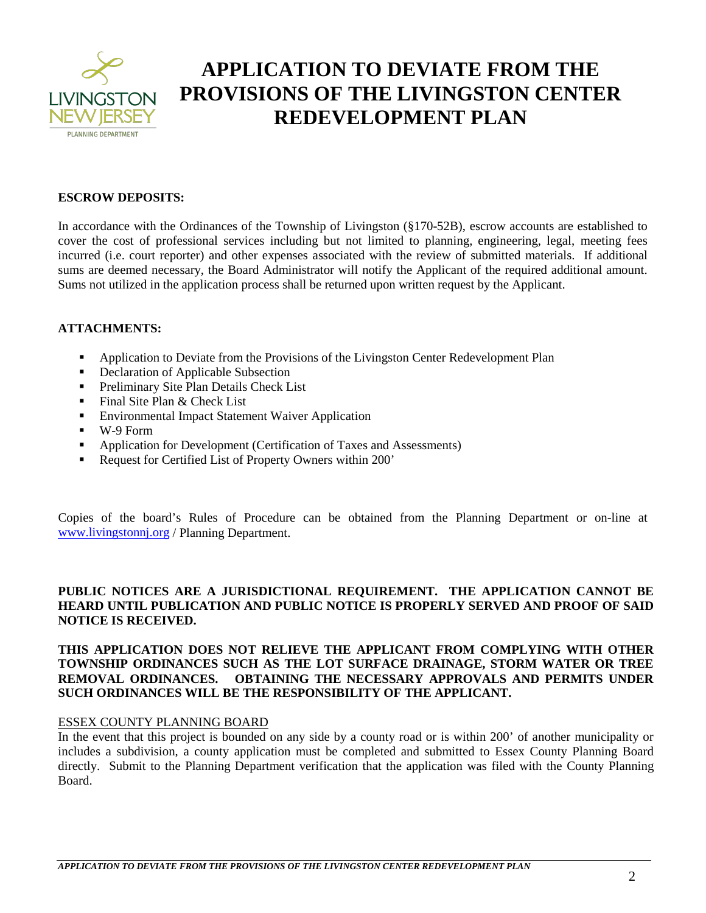# APPLICATION TO DEVIATE FROM THE PROVISIONS OF THE LIVINGSTON CENTER REDEVELOPMENT PLAN

**ESCROW DEPOSITS:**

In accordance with the Ordinances of the Township of Livingston (§170-52B), escrow accounts are established to cover the cost of professional services including but not limited to planning, engineering, legal, meeting fees incurred (i.e. court reporter) and other expenses associated with the review of submitted materials. If additional sums are deemed necessary, the Board Administrator will notify the Applicant of the required additional amount. Sums not utilized in the application process shall be returned upon written request by the Applicant.

**ATTACHMENTS:**

- Application to Deviate from the Provisions of the Livingston Center Redevelopment Plan
- Declaration of Applicable Subsection
- Preliminary Site Plan Details Check List
- Final Site Plan & Check List
- Environmental Impact Statement Waiver Application
- W-9 Form
- Application for Development (Certification of Taxes and Assessments)
- Request for Certified List of Property Owners within 200'

Copies of the board's Rules of Procedure can be obtained from the Planning Department or on-line at [www.livingstonnj.org](http://www.livingstonnj.org) / Planning Department.

**PUBLIC NOTICES ARE A JURISDICTIONAL REQUIREMENT. THE APPLICATION CANNOT BE HEARD UNTIL PUBLICATION AND PUBLIC NOTICE IS PROPERLY SERVED AND PROOF OF SAID NOTICE IS RECEIVED.**

**THIS APPLICATION DOES NOT RELIEVE THE APPLICANT FROM COMPLYING WITH OTHER TOWNSHIP ORDINANCES SUCH AS THE LOT SURFACE DRAINAGE, STORM WATER OR TREE REMOVAL ORDINANCES. OBTAINING THE NECESSARY APPROVALS AND PERMITS UNDER SUCH ORDINANCES WILL BE THE RESPONSIBILITY OF THE APPLICANT.**

<u>ESSEX COUNTY PLANNING BOARD</u>

In the event that this project is bounded on any side by a county road or is within 200' of another municipality or includes a subdivision, a county application must be completed and submitted to Essex County Planning Board directly. Submit to the Planning Department verification that the application was filed with the County Planning Board.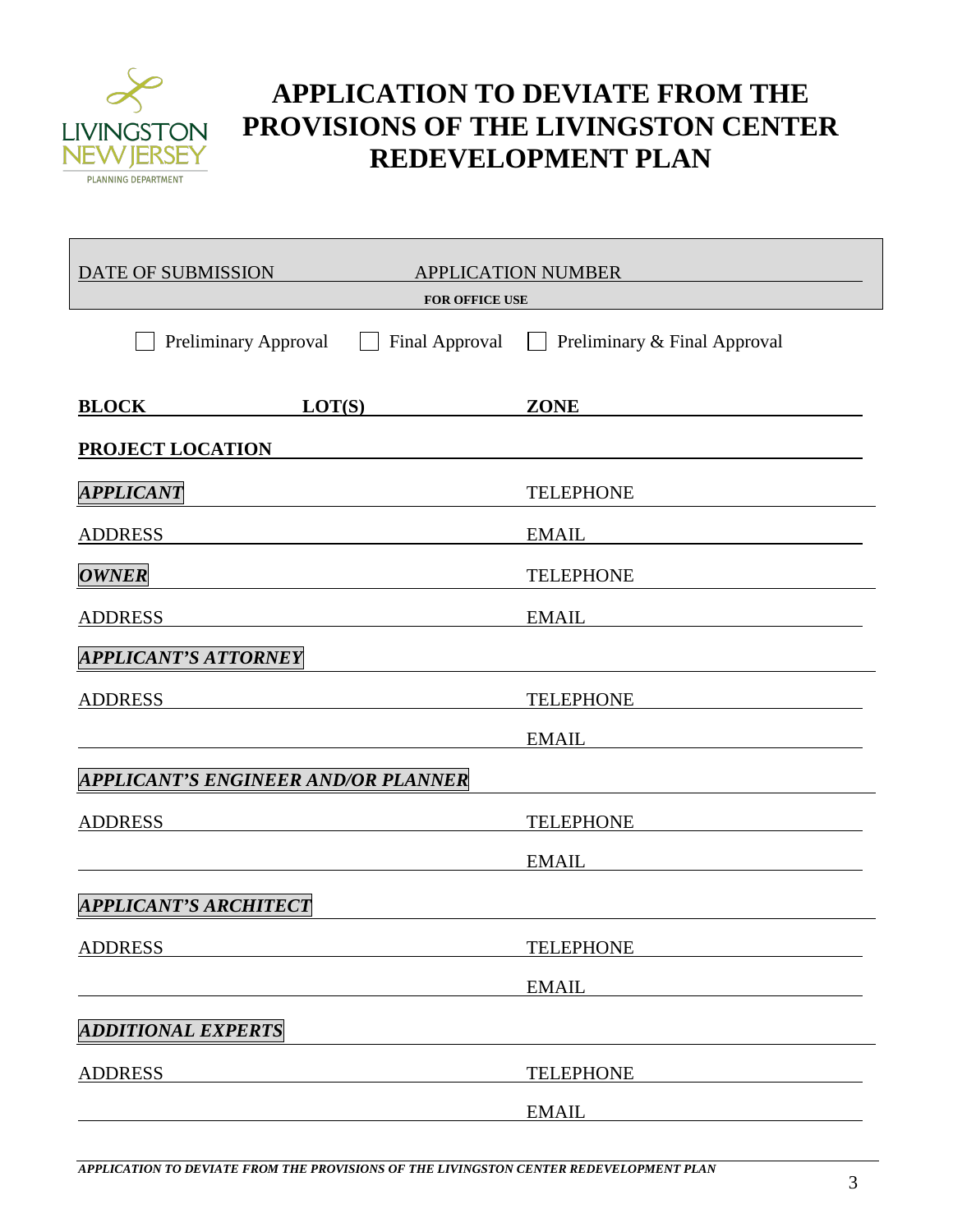LIVINGSTON NEW JERSEY
PLANNING DEPARTMENT

# APPLICATION TO DEVIATE FROM THE PROVISIONS OF THE LIVINGSTON CENTER REDEVELOPMENT PLAN

DATE OF SUBMISSION ______________ APPLICATION NUMBER ______________

**FOR OFFICE USE**

☐ Preliminary Approval ☐ Final Approval ☐ Preliminary & Final Approval

**BLOCK** ______________ **LOT(S)** ______________ **ZONE** ______________

**PROJECT LOCATION** ______________

***APPLICANT*** ______________ TELEPHONE ______________

ADDRESS ______________ EMAIL ______________

***OWNER*** ______________ TELEPHONE ______________

ADDRESS ______________ EMAIL ______________

***APPLICANT'S ATTORNEY*** ______________

ADDRESS ______________ TELEPHONE ______________

______________ EMAIL ______________

***APPLICANT'S ENGINEER AND/OR PLANNER*** ______________

ADDRESS ______________ TELEPHONE ______________

______________ EMAIL ______________

***APPLICANT'S ARCHITECT*** ______________

ADDRESS ______________ TELEPHONE ______________

______________ EMAIL ______________

***ADDITIONAL EXPERTS*** ______________

ADDRESS ______________ TELEPHONE ______________

______________ EMAIL ______________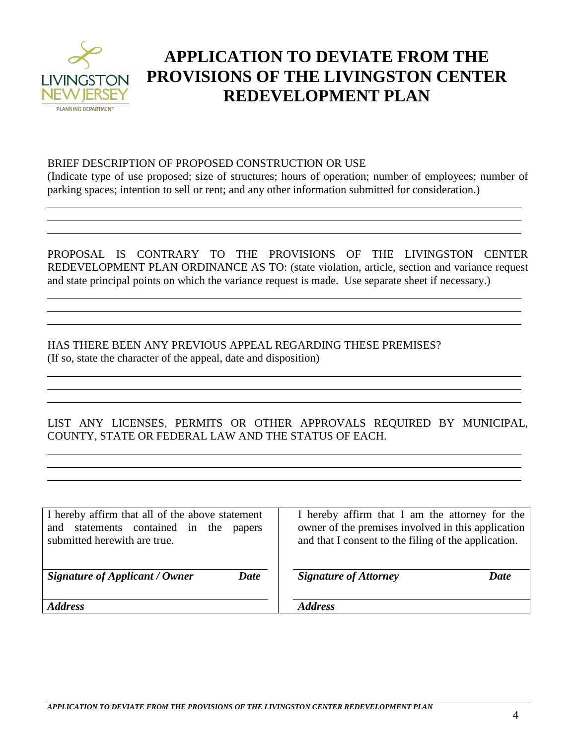LIVINGSTON NEW JERSEY
PLANNING DEPARTMENT

# APPLICATION TO DEVIATE FROM THE PROVISIONS OF THE LIVINGSTON CENTER REDEVELOPMENT PLAN

BRIEF DESCRIPTION OF PROPOSED CONSTRUCTION OR USE
(Indicate type of use proposed; size of structures; hours of operation; number of employees; number of parking spaces; intention to sell or rent; and any other information submitted for consideration.)

\_\_\_\_\_\_\_\_\_\_\_\_\_\_\_\_\_\_\_\_\_\_\_\_\_\_\_\_\_\_\_\_\_\_\_\_\_\_\_\_\_\_\_\_\_\_\_\_\_\_\_\_\_\_\_\_\_\_\_\_\_\_\_\_\_\_\_\_\_\_

\_\_\_\_\_\_\_\_\_\_\_\_\_\_\_\_\_\_\_\_\_\_\_\_\_\_\_\_\_\_\_\_\_\_\_\_\_\_\_\_\_\_\_\_\_\_\_\_\_\_\_\_\_\_\_\_\_\_\_\_\_\_\_\_\_\_\_\_\_\_

\_\_\_\_\_\_\_\_\_\_\_\_\_\_\_\_\_\_\_\_\_\_\_\_\_\_\_\_\_\_\_\_\_\_\_\_\_\_\_\_\_\_\_\_\_\_\_\_\_\_\_\_\_\_\_\_\_\_\_\_\_\_\_\_\_\_\_\_\_\_

PROPOSAL IS CONTRARY TO THE PROVISIONS OF THE LIVINGSTON CENTER REDEVELOPMENT PLAN ORDINANCE AS TO: (state violation, article, section and variance request and state principal points on which the variance request is made. Use separate sheet if necessary.)

\_\_\_\_\_\_\_\_\_\_\_\_\_\_\_\_\_\_\_\_\_\_\_\_\_\_\_\_\_\_\_\_\_\_\_\_\_\_\_\_\_\_\_\_\_\_\_\_\_\_\_\_\_\_\_\_\_\_\_\_\_\_\_\_\_\_\_\_\_\_

\_\_\_\_\_\_\_\_\_\_\_\_\_\_\_\_\_\_\_\_\_\_\_\_\_\_\_\_\_\_\_\_\_\_\_\_\_\_\_\_\_\_\_\_\_\_\_\_\_\_\_\_\_\_\_\_\_\_\_\_\_\_\_\_\_\_\_\_\_\_

\_\_\_\_\_\_\_\_\_\_\_\_\_\_\_\_\_\_\_\_\_\_\_\_\_\_\_\_\_\_\_\_\_\_\_\_\_\_\_\_\_\_\_\_\_\_\_\_\_\_\_\_\_\_\_\_\_\_\_\_\_\_\_\_\_\_\_\_\_\_

HAS THERE BEEN ANY PREVIOUS APPEAL REGARDING THESE PREMISES?
(If so, state the character of the appeal, date and disposition)

\_\_\_\_\_\_\_\_\_\_\_\_\_\_\_\_\_\_\_\_\_\_\_\_\_\_\_\_\_\_\_\_\_\_\_\_\_\_\_\_\_\_\_\_\_\_\_\_\_\_\_\_\_\_\_\_\_\_\_\_\_\_\_\_\_\_\_\_\_\_

\_\_\_\_\_\_\_\_\_\_\_\_\_\_\_\_\_\_\_\_\_\_\_\_\_\_\_\_\_\_\_\_\_\_\_\_\_\_\_\_\_\_\_\_\_\_\_\_\_\_\_\_\_\_\_\_\_\_\_\_\_\_\_\_\_\_\_\_\_\_

\_\_\_\_\_\_\_\_\_\_\_\_\_\_\_\_\_\_\_\_\_\_\_\_\_\_\_\_\_\_\_\_\_\_\_\_\_\_\_\_\_\_\_\_\_\_\_\_\_\_\_\_\_\_\_\_\_\_\_\_\_\_\_\_\_\_\_\_\_\_

LIST ANY LICENSES, PERMITS OR OTHER APPROVALS REQUIRED BY MUNICIPAL, COUNTY, STATE OR FEDERAL LAW AND THE STATUS OF EACH.

\_\_\_\_\_\_\_\_\_\_\_\_\_\_\_\_\_\_\_\_\_\_\_\_\_\_\_\_\_\_\_\_\_\_\_\_\_\_\_\_\_\_\_\_\_\_\_\_\_\_\_\_\_\_\_\_\_\_\_\_\_\_\_\_\_\_\_\_\_\_

\_\_\_\_\_\_\_\_\_\_\_\_\_\_\_\_\_\_\_\_\_\_\_\_\_\_\_\_\_\_\_\_\_\_\_\_\_\_\_\_\_\_\_\_\_\_\_\_\_\_\_\_\_\_\_\_\_\_\_\_\_\_\_\_\_\_\_\_\_\_

\_\_\_\_\_\_\_\_\_\_\_\_\_\_\_\_\_\_\_\_\_\_\_\_\_\_\_\_\_\_\_\_\_\_\_\_\_\_\_\_\_\_\_\_\_\_\_\_\_\_\_\_\_\_\_\_\_\_\_\_\_\_\_\_\_\_\_\_\_\_

| | |
|---|---|
| I hereby affirm that all of the above statement and statements contained in the papers submitted herewith are true. | I hereby affirm that I am the attorney for the owner of the premises involved in this application and that I consent to the filing of the application. |
| ***Signature of Applicant / Owner*** ***Date*** | ***Signature of Attorney*** ***Date*** |
| ***Address*** | ***Address*** |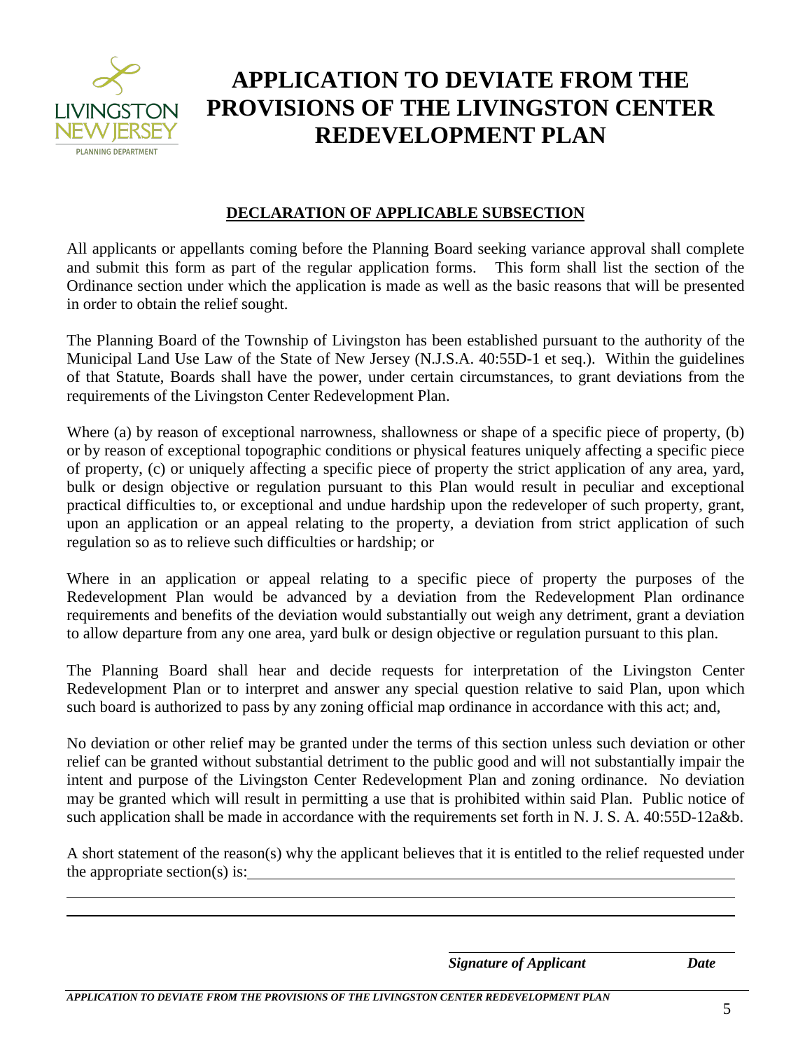LIVINGSTON NEW JERSEY
PLANNING DEPARTMENT

# APPLICATION TO DEVIATE FROM THE PROVISIONS OF THE LIVINGSTON CENTER REDEVELOPMENT PLAN

## DECLARATION OF APPLICABLE SUBSECTION

All applicants or appellants coming before the Planning Board seeking variance approval shall complete and submit this form as part of the regular application forms. This form shall list the section of the Ordinance section under which the application is made as well as the basic reasons that will be presented in order to obtain the relief sought.

The Planning Board of the Township of Livingston has been established pursuant to the authority of the Municipal Land Use Law of the State of New Jersey (N.J.S.A. 40:55D-1 et seq.). Within the guidelines of that Statute, Boards shall have the power, under certain circumstances, to grant deviations from the requirements of the Livingston Center Redevelopment Plan.

Where (a) by reason of exceptional narrowness, shallowness or shape of a specific piece of property, (b) or by reason of exceptional topographic conditions or physical features uniquely affecting a specific piece of property, (c) or uniquely affecting a specific piece of property the strict application of any area, yard, bulk or design objective or regulation pursuant to this Plan would result in peculiar and exceptional practical difficulties to, or exceptional and undue hardship upon the redeveloper of such property, grant, upon an application or an appeal relating to the property, a deviation from strict application of such regulation so as to relieve such difficulties or hardship; or

Where in an application or appeal relating to a specific piece of property the purposes of the Redevelopment Plan would be advanced by a deviation from the Redevelopment Plan ordinance requirements and benefits of the deviation would substantially out weigh any detriment, grant a deviation to allow departure from any one area, yard bulk or design objective or regulation pursuant to this plan.

The Planning Board shall hear and decide requests for interpretation of the Livingston Center Redevelopment Plan or to interpret and answer any special question relative to said Plan, upon which such board is authorized to pass by any zoning official map ordinance in accordance with this act; and,

No deviation or other relief may be granted under the terms of this section unless such deviation or other relief can be granted without substantial detriment to the public good and will not substantially impair the intent and purpose of the Livingston Center Redevelopment Plan and zoning ordinance. No deviation may be granted which will result in permitting a use that is prohibited within said Plan. Public notice of such application shall be made in accordance with the requirements set forth in N. J. S. A. 40:55D-12a&b.

A short statement of the reason(s) why the applicant believes that it is entitled to the relief requested under the appropriate section(s) is: \_\_\_\_\_\_\_\_\_\_\_\_\_\_\_\_\_\_\_\_\_\_\_\_\_\_\_\_\_\_\_\_\_\_\_\_\_\_\_\_

\_\_\_\_\_\_\_\_\_\_\_\_\_\_\_\_\_\_\_\_\_\_\_\_\_\_\_\_\_\_\_\_\_\_\_\_\_\_\_\_\_\_\_\_\_\_\_\_\_\_\_\_\_\_\_\_\_\_\_\_\_\_\_\_\_\_\_\_\_\_

\_\_\_\_\_\_\_\_\_\_\_\_\_\_\_\_\_\_\_\_\_\_\_\_\_\_\_\_\_\_\_\_\_\_\_\_\_\_\_\_\_\_\_\_\_\_\_\_\_\_\_\_\_\_\_\_\_\_\_\_\_\_\_\_\_\_\_\_\_\_

\_\_\_\_\_\_\_\_\_\_\_\_\_\_\_\_\_\_\_\_\_\_\_\_\_\_\_\_\_\_\_\_\_\_\_\_\_\_

***Signature of Applicant*** ***Date***